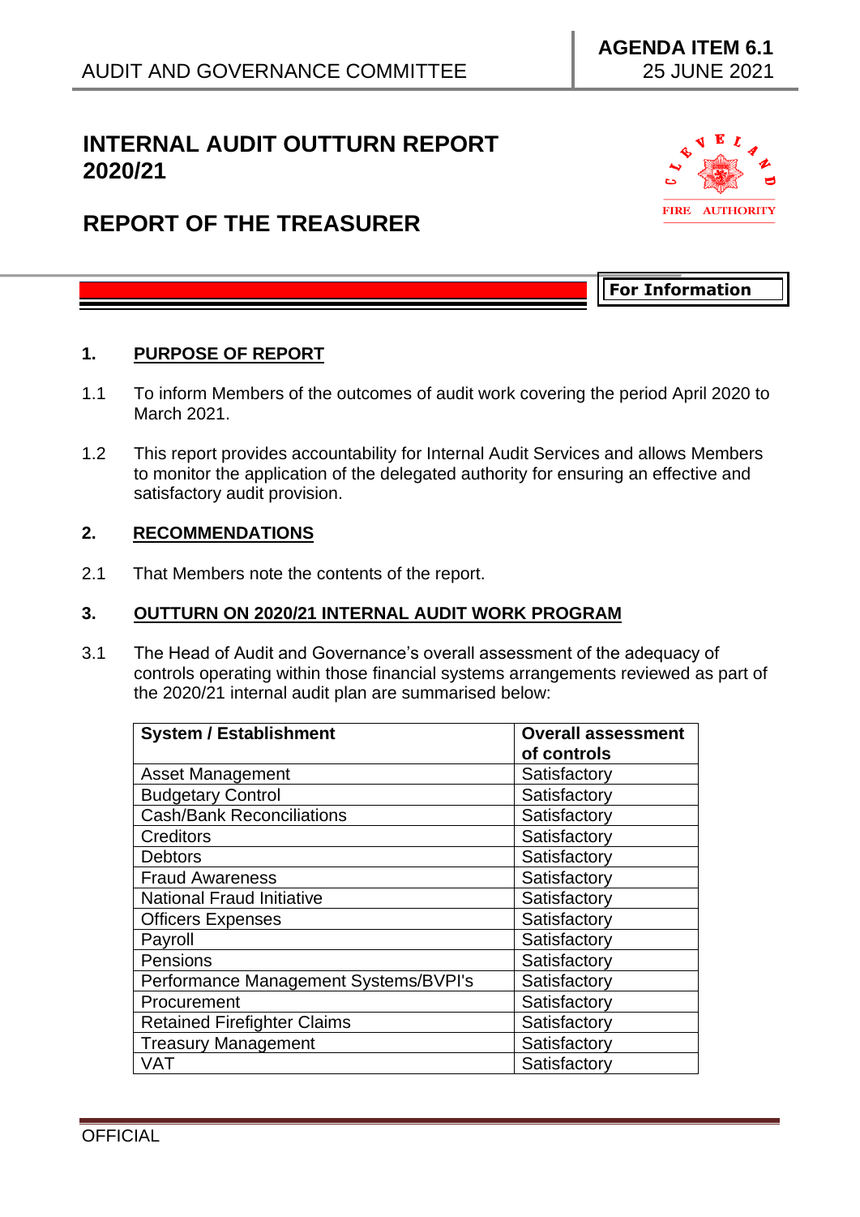AUDIT AND GOVERNANCE COMMITTEE

**AGENDA ITEM 6.1**
25 JUNE 2021

# INTERNAL AUDIT OUTTURN REPORT 2020/21

# REPORT OF THE TREASURER

**For Information**

## 1. PURPOSE OF REPORT

1.1 To inform Members of the outcomes of audit work covering the period April 2020 to March 2021.

1.2 This report provides accountability for Internal Audit Services and allows Members to monitor the application of the delegated authority for ensuring an effective and satisfactory audit provision.

## 2. RECOMMENDATIONS

2.1 That Members note the contents of the report.

## 3. OUTTURN ON 2020/21 INTERNAL AUDIT WORK PROGRAM

3.1 The Head of Audit and Governance's overall assessment of the adequacy of controls operating within those financial systems arrangements reviewed as part of the 2020/21 internal audit plan are summarised below:

| System / Establishment | Overall assessment of controls |
|---|---|
| Asset Management | Satisfactory |
| Budgetary Control | Satisfactory |
| Cash/Bank Reconciliations | Satisfactory |
| Creditors | Satisfactory |
| Debtors | Satisfactory |
| Fraud Awareness | Satisfactory |
| National Fraud Initiative | Satisfactory |
| Officers Expenses | Satisfactory |
| Payroll | Satisfactory |
| Pensions | Satisfactory |
| Performance Management Systems/BVPI's | Satisfactory |
| Procurement | Satisfactory |
| Retained Firefighter Claims | Satisfactory |
| Treasury Management | Satisfactory |
| VAT | Satisfactory |

OFFICIAL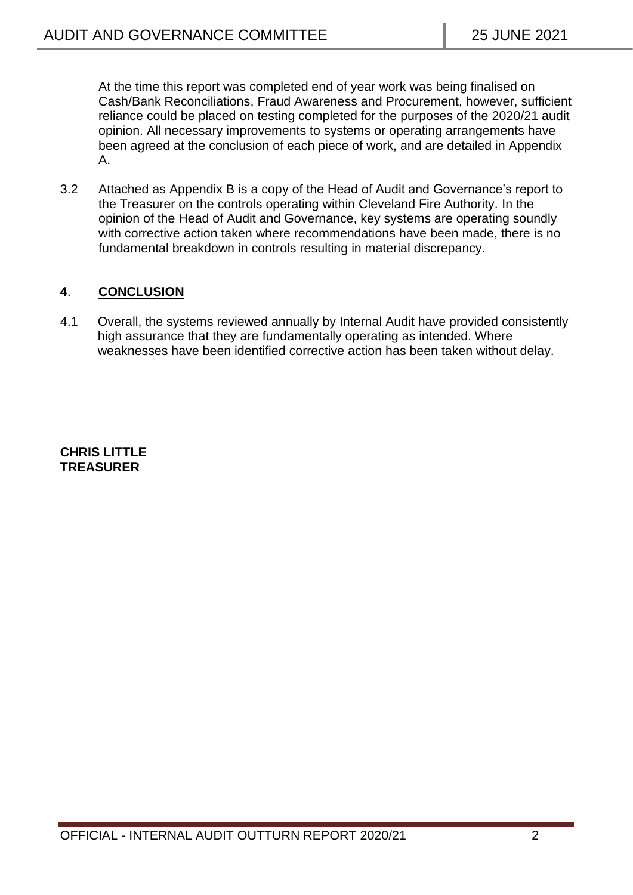At the time this report was completed end of year work was being finalised on Cash/Bank Reconciliations, Fraud Awareness and Procurement, however, sufficient reliance could be placed on testing completed for the purposes of the 2020/21 audit opinion. All necessary improvements to systems or operating arrangements have been agreed at the conclusion of each piece of work, and are detailed in Appendix A.

3.2 Attached as Appendix B is a copy of the Head of Audit and Governance's report to the Treasurer on the controls operating within Cleveland Fire Authority. In the opinion of the Head of Audit and Governance, key systems are operating soundly with corrective action taken where recommendations have been made, there is no fundamental breakdown in controls resulting in material discrepancy.

## 4. CONCLUSION

4.1 Overall, the systems reviewed annually by Internal Audit have provided consistently high assurance that they are fundamentally operating as intended. Where weaknesses have been identified corrective action has been taken without delay.

**CHRIS LITTLE**
**TREASURER**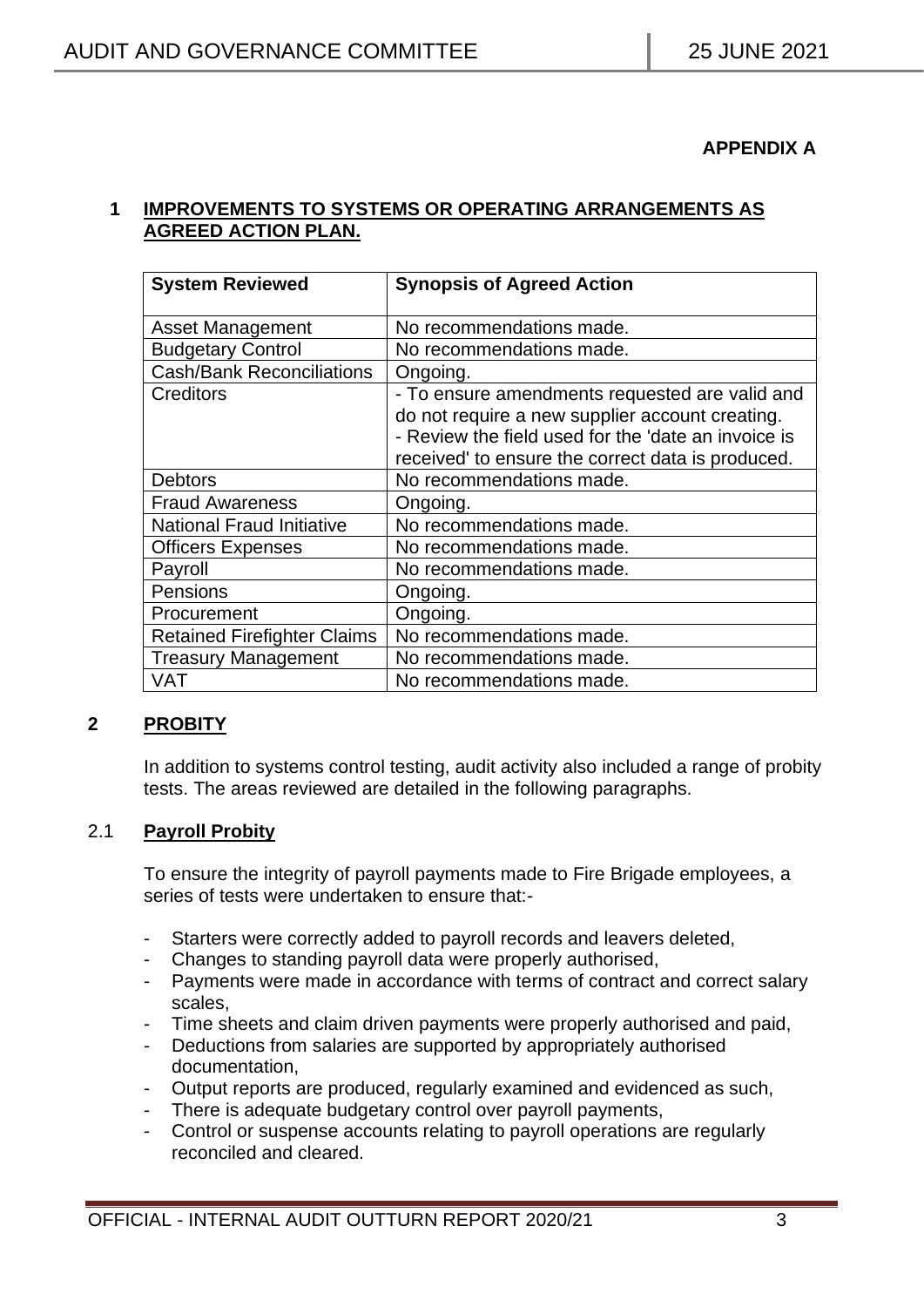**APPENDIX A**

## 1 IMPROVEMENTS TO SYSTEMS OR OPERATING ARRANGEMENTS AS AGREED ACTION PLAN.

| System Reviewed | Synopsis of Agreed Action |
|---|---|
| Asset Management | No recommendations made. |
| Budgetary Control | No recommendations made. |
| Cash/Bank Reconciliations | Ongoing. |
| Creditors | - To ensure amendments requested are valid and do not require a new supplier account creating.<br>- Review the field used for the 'date an invoice is received' to ensure the correct data is produced. |
| Debtors | No recommendations made. |
| Fraud Awareness | Ongoing. |
| National Fraud Initiative | No recommendations made. |
| Officers Expenses | No recommendations made. |
| Payroll | No recommendations made. |
| Pensions | Ongoing. |
| Procurement | Ongoing. |
| Retained Firefighter Claims | No recommendations made. |
| Treasury Management | No recommendations made. |
| VAT | No recommendations made. |

## 2 PROBITY

In addition to systems control testing, audit activity also included a range of probity tests. The areas reviewed are detailed in the following paragraphs.

### 2.1 Payroll Probity

To ensure the integrity of payroll payments made to Fire Brigade employees, a series of tests were undertaken to ensure that:-

- Starters were correctly added to payroll records and leavers deleted,
- Changes to standing payroll data were properly authorised,
- Payments were made in accordance with terms of contract and correct salary scales,
- Time sheets and claim driven payments were properly authorised and paid,
- Deductions from salaries are supported by appropriately authorised documentation,
- Output reports are produced, regularly examined and evidenced as such,
- There is adequate budgetary control over payroll payments,
- Control or suspense accounts relating to payroll operations are regularly reconciled and cleared.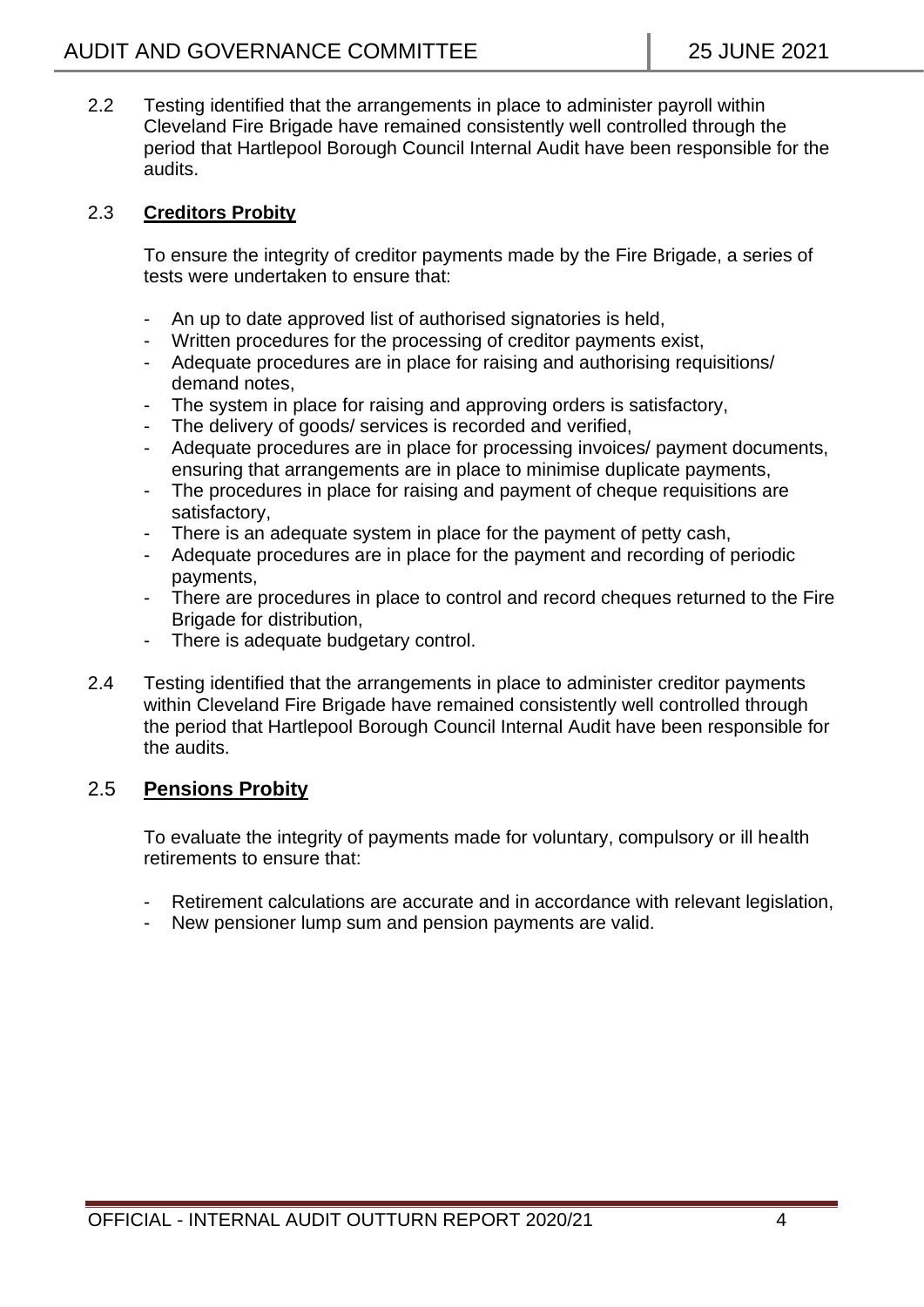2.2 Testing identified that the arrangements in place to administer payroll within Cleveland Fire Brigade have remained consistently well controlled through the period that Hartlepool Borough Council Internal Audit have been responsible for the audits.

2.3 **Creditors Probity**

To ensure the integrity of creditor payments made by the Fire Brigade, a series of tests were undertaken to ensure that:

- An up to date approved list of authorised signatories is held,
- Written procedures for the processing of creditor payments exist,
- Adequate procedures are in place for raising and authorising requisitions/ demand notes,
- The system in place for raising and approving orders is satisfactory,
- The delivery of goods/ services is recorded and verified,
- Adequate procedures are in place for processing invoices/ payment documents, ensuring that arrangements are in place to minimise duplicate payments,
- The procedures in place for raising and payment of cheque requisitions are satisfactory,
- There is an adequate system in place for the payment of petty cash,
- Adequate procedures are in place for the payment and recording of periodic payments,
- There are procedures in place to control and record cheques returned to the Fire Brigade for distribution,
- There is adequate budgetary control.

2.4 Testing identified that the arrangements in place to administer creditor payments within Cleveland Fire Brigade have remained consistently well controlled through the period that Hartlepool Borough Council Internal Audit have been responsible for the audits.

2.5 **Pensions Probity**

To evaluate the integrity of payments made for voluntary, compulsory or ill health retirements to ensure that:

- Retirement calculations are accurate and in accordance with relevant legislation,
- New pensioner lump sum and pension payments are valid.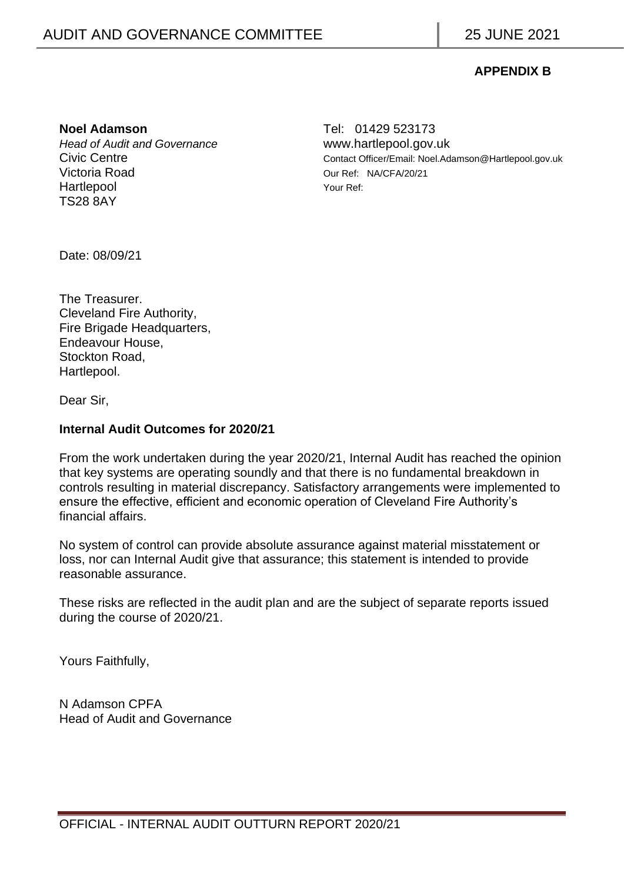**APPENDIX B**

**Noel Adamson**
*Head of Audit and Governance*
Civic Centre
Victoria Road
Hartlepool
TS28 8AY

Tel: 01429 523173
www.hartlepool.gov.uk
Contact Officer/Email: Noel.Adamson@Hartlepool.gov.uk
Our Ref: NA/CFA/20/21
Your Ref:

Date: 08/09/21

The Treasurer.
Cleveland Fire Authority,
Fire Brigade Headquarters,
Endeavour House,
Stockton Road,
Hartlepool.

Dear Sir,

**Internal Audit Outcomes for 2020/21**

From the work undertaken during the year 2020/21, Internal Audit has reached the opinion that key systems are operating soundly and that there is no fundamental breakdown in controls resulting in material discrepancy. Satisfactory arrangements were implemented to ensure the effective, efficient and economic operation of Cleveland Fire Authority's financial affairs.

No system of control can provide absolute assurance against material misstatement or loss, nor can Internal Audit give that assurance; this statement is intended to provide reasonable assurance.

These risks are reflected in the audit plan and are the subject of separate reports issued during the course of 2020/21.

Yours Faithfully,

N Adamson CPFA
Head of Audit and Governance